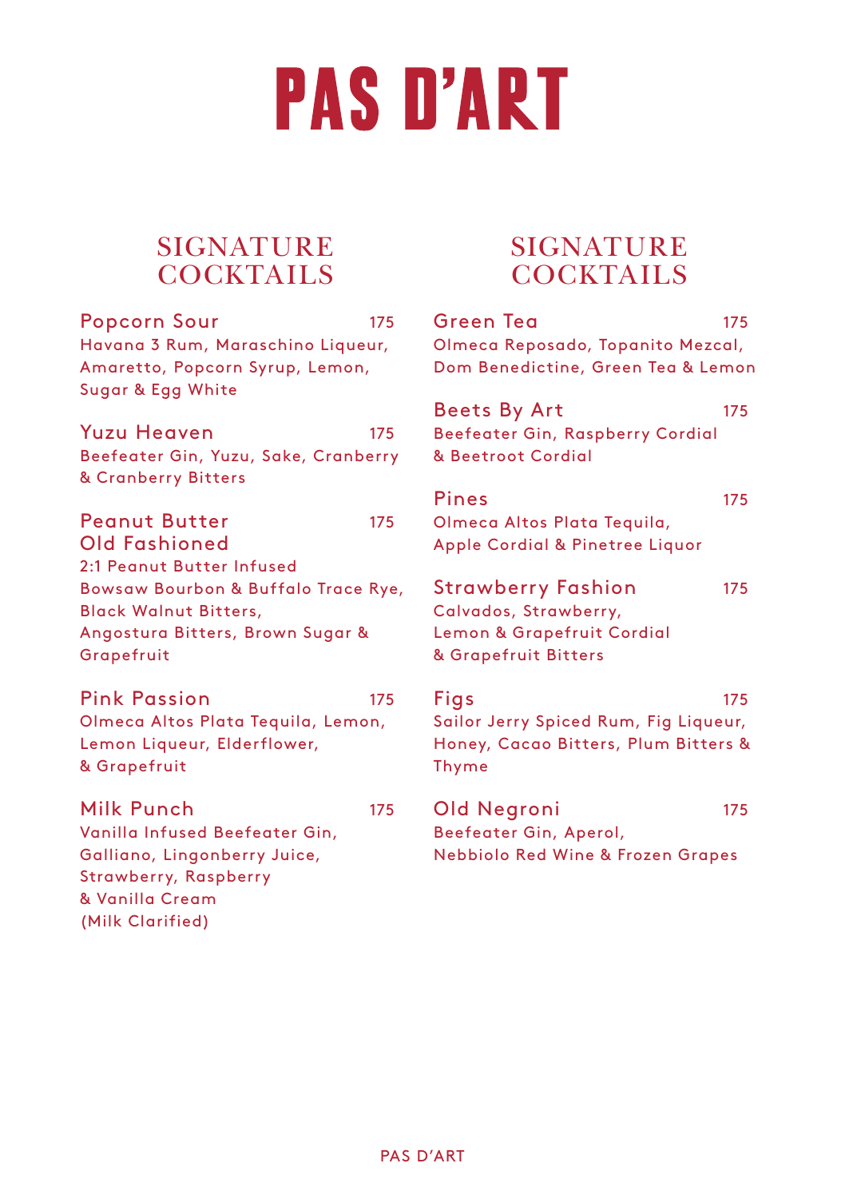# PAS D'ART

## SIGNATURE COCKTAILS

**Popcorn Sour** — 175
Havana 3 Rum, Maraschino Liqueur, Amaretto, Popcorn Syrup, Lemon, Sugar & Egg White

**Yuzu Heaven** — 175
Beefeater Gin, Yuzu, Sake, Cranberry & Cranberry Bitters

**Peanut Butter Old Fashioned** — 175
2:1 Peanut Butter Infused Bowsaw Bourbon & Buffalo Trace Rye, Black Walnut Bitters, Angostura Bitters, Brown Sugar & Grapefruit

**Pink Passion** — 175
Olmeca Altos Plata Tequila, Lemon, Lemon Liqueur, Elderflower, & Grapefruit

**Milk Punch** — 175
Vanilla Infused Beefeater Gin, Galliano, Lingonberry Juice, Strawberry, Raspberry & Vanilla Cream (Milk Clarified)

## SIGNATURE COCKTAILS

**Green Tea** — 175
Olmeca Reposado, Topanito Mezcal, Dom Benedictine, Green Tea & Lemon

**Beets By Art** — 175
Beefeater Gin, Raspberry Cordial & Beetroot Cordial

**Pines** — 175
Olmeca Altos Plata Tequila, Apple Cordial & Pinetree Liquor

**Strawberry Fashion** — 175
Calvados, Strawberry, Lemon & Grapefruit Cordial & Grapefruit Bitters

**Figs** — 175
Sailor Jerry Spiced Rum, Fig Liqueur, Honey, Cacao Bitters, Plum Bitters & Thyme

**Old Negroni** — 175
Beefeater Gin, Aperol, Nebbiolo Red Wine & Frozen Grapes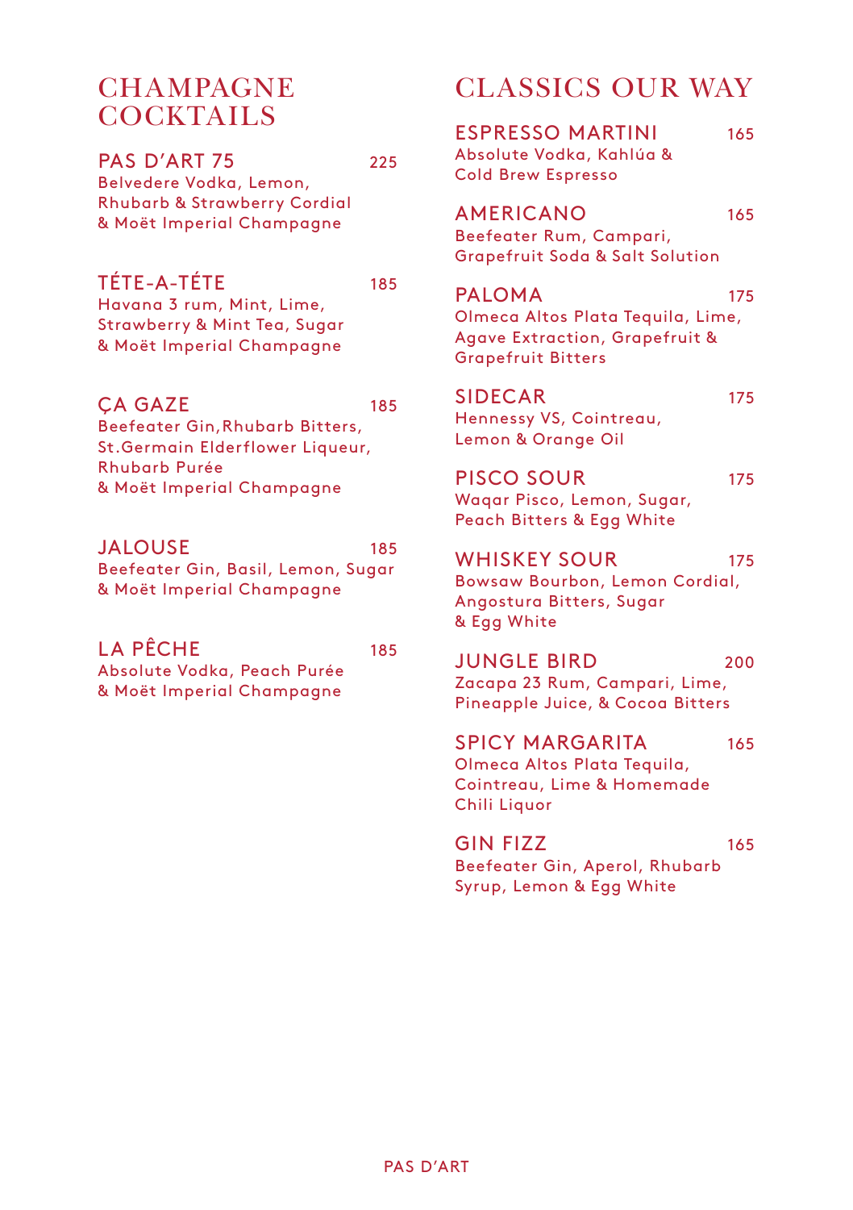# CHAMPAGNE COCKTAILS

### PAS D'ART 75 — 225
Belvedere Vodka, Lemon, Rhubarb & Strawberry Cordial & Moët Imperial Champagne

### TÉTE-A-TÉTE — 185
Havana 3 rum, Mint, Lime, Strawberry & Mint Tea, Sugar & Moët Imperial Champagne

### ÇA GAZE — 185
Beefeater Gin,Rhubarb Bitters, St.Germain Elderflower Liqueur, Rhubarb Purée & Moët Imperial Champagne

### JALOUSE — 185
Beefeater Gin, Basil, Lemon, Sugar & Moët Imperial Champagne

### LA PÊCHE — 185
Absolute Vodka, Peach Purée & Moët Imperial Champagne

# CLASSICS OUR WAY

### ESPRESSO MARTINI — 165
Absolute Vodka, Kahlúa & Cold Brew Espresso

### AMERICANO — 165
Beefeater Rum, Campari, Grapefruit Soda & Salt Solution

### PALOMA — 175
Olmeca Altos Plata Tequila, Lime, Agave Extraction, Grapefruit & Grapefruit Bitters

### SIDECAR — 175
Hennessy VS, Cointreau, Lemon & Orange Oil

### PISCO SOUR — 175
Waqar Pisco, Lemon, Sugar, Peach Bitters & Egg White

### WHISKEY SOUR — 175
Bowsaw Bourbon, Lemon Cordial, Angostura Bitters, Sugar & Egg White

### JUNGLE BIRD — 200
Zacapa 23 Rum, Campari, Lime, Pineapple Juice, & Cocoa Bitters

### SPICY MARGARITA — 165
Olmeca Altos Plata Tequila, Cointreau, Lime & Homemade Chili Liquor

### GIN FIZZ — 165
Beefeater Gin, Aperol, Rhubarb Syrup, Lemon & Egg White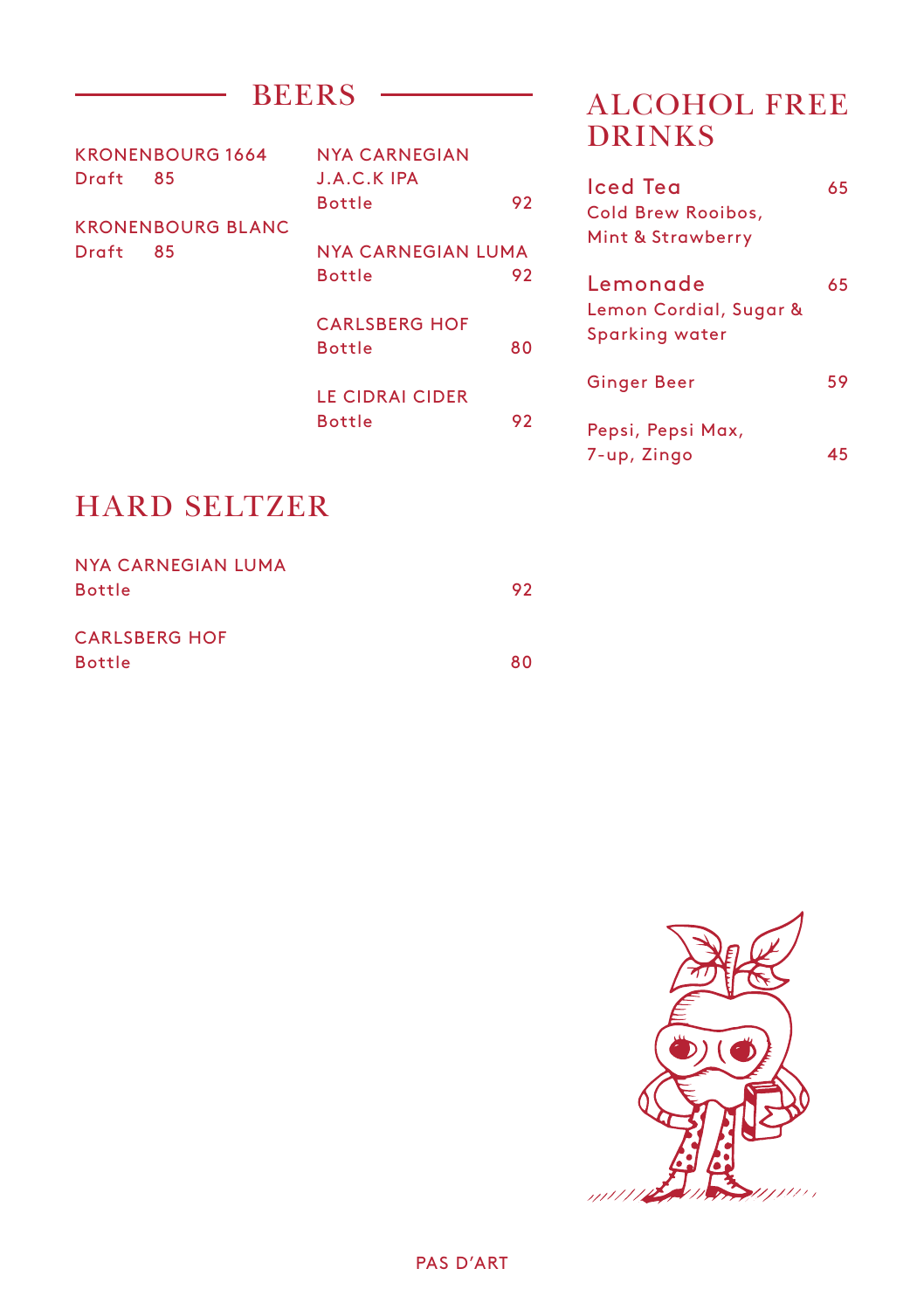## BEERS

KRONENBOURG 1664
Draft 85

KRONENBOURG BLANC
Draft 85

NYA CARNEGIAN J.A.C.K IPA
Bottle 92

NYA CARNEGIAN LUMA
Bottle 92

CARLSBERG HOF
Bottle 80

LE CIDRAI CIDER
Bottle 92

## HARD SELTZER

NYA CARNEGIAN LUMA
Bottle 92

CARLSBERG HOF
Bottle 80

## ALCOHOL FREE DRINKS

Iced Tea 65
Cold Brew Rooibos, Mint & Strawberry

Lemonade 65
Lemon Cordial, Sugar & Sparking water

Ginger Beer 59

Pepsi, Pepsi Max, 7-up, Zingo 45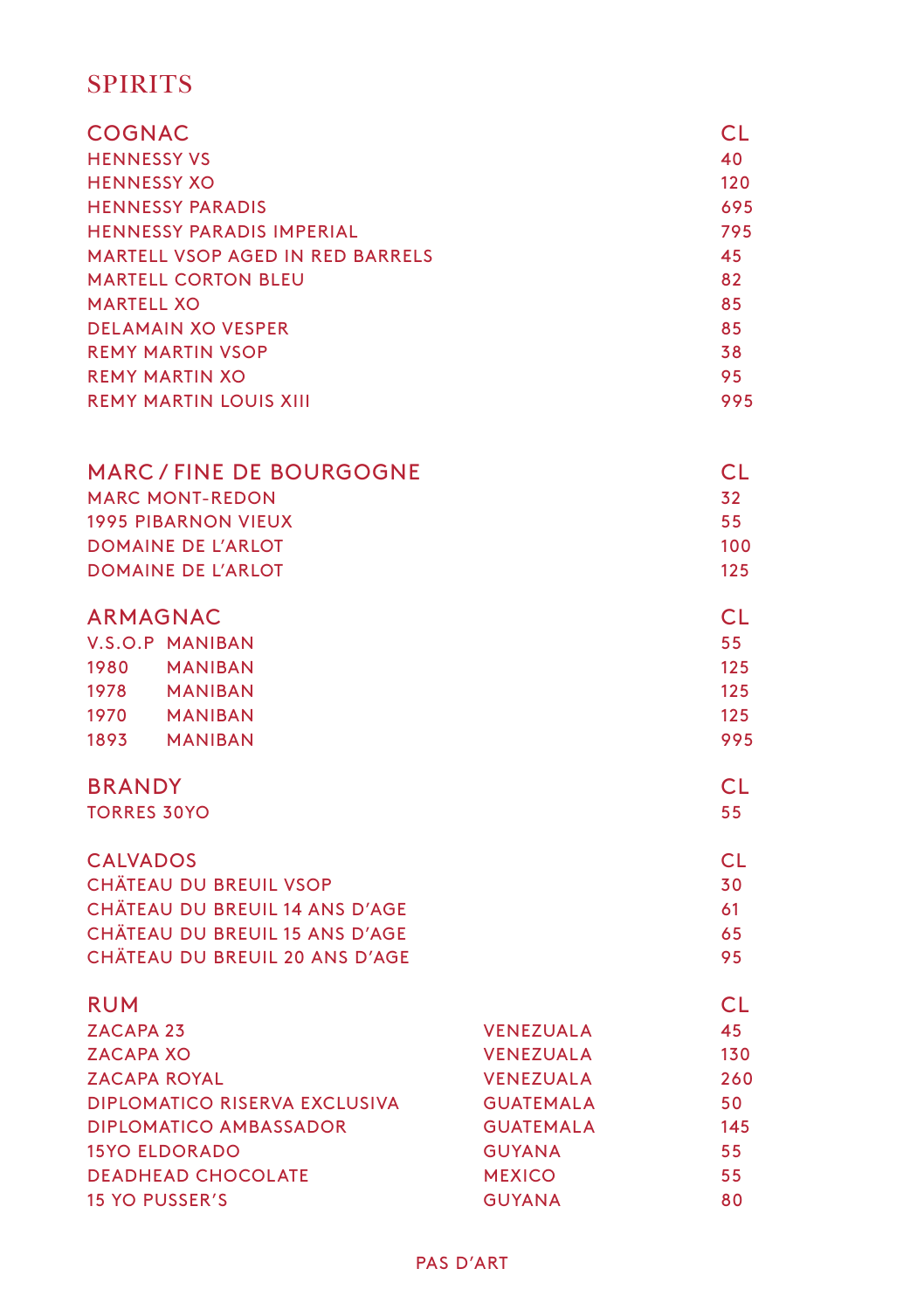# SPIRITS

| COGNAC | CL |
|---|---|
| HENNESSY VS | 40 |
| HENNESSY XO | 120 |
| HENNESSY PARADIS | 695 |
| HENNESSY PARADIS IMPERIAL | 795 |
| MARTELL VSOP AGED IN RED BARRELS | 45 |
| MARTELL CORTON BLEU | 82 |
| MARTELL XO | 85 |
| DELAMAIN XO VESPER | 85 |
| REMY MARTIN VSOP | 38 |
| REMY MARTIN XO | 95 |
| REMY MARTIN LOUIS XIII | 995 |

| MARC / FINE DE BOURGOGNE | CL |
|---|---|
| MARC MONT-REDON | 32 |
| 1995 PIBARNON VIEUX | 55 |
| DOMAINE DE L'ARLOT | 100 |
| DOMAINE DE L'ARLOT | 125 |

| ARMAGNAC | | CL |
|---|---|---|
| V.S.O.P | MANIBAN | 55 |
| 1980 | MANIBAN | 125 |
| 1978 | MANIBAN | 125 |
| 1970 | MANIBAN | 125 |
| 1893 | MANIBAN | 995 |

| BRANDY | CL |
|---|---|
| TORRES 30YO | 55 |

| CALVADOS | CL |
|---|---|
| CHÄTEAU DU BREUIL VSOP | 30 |
| CHÄTEAU DU BREUIL 14 ANS D'AGE | 61 |
| CHÄTEAU DU BREUIL 15 ANS D'AGE | 65 |
| CHÄTEAU DU BREUIL 20 ANS D'AGE | 95 |

| RUM | | CL |
|---|---|---|
| ZACAPA 23 | VENEZUALA | 45 |
| ZACAPA XO | VENEZUALA | 130 |
| ZACAPA ROYAL | VENEZUALA | 260 |
| DIPLOMATICO RISERVA EXCLUSIVA | GUATEMALA | 50 |
| DIPLOMATICO AMBASSADOR | GUATEMALA | 145 |
| 15YO ELDORADO | GUYANA | 55 |
| DEADHEAD CHOCOLATE | MEXICO | 55 |
| 15 YO PUSSER'S | GUYANA | 80 |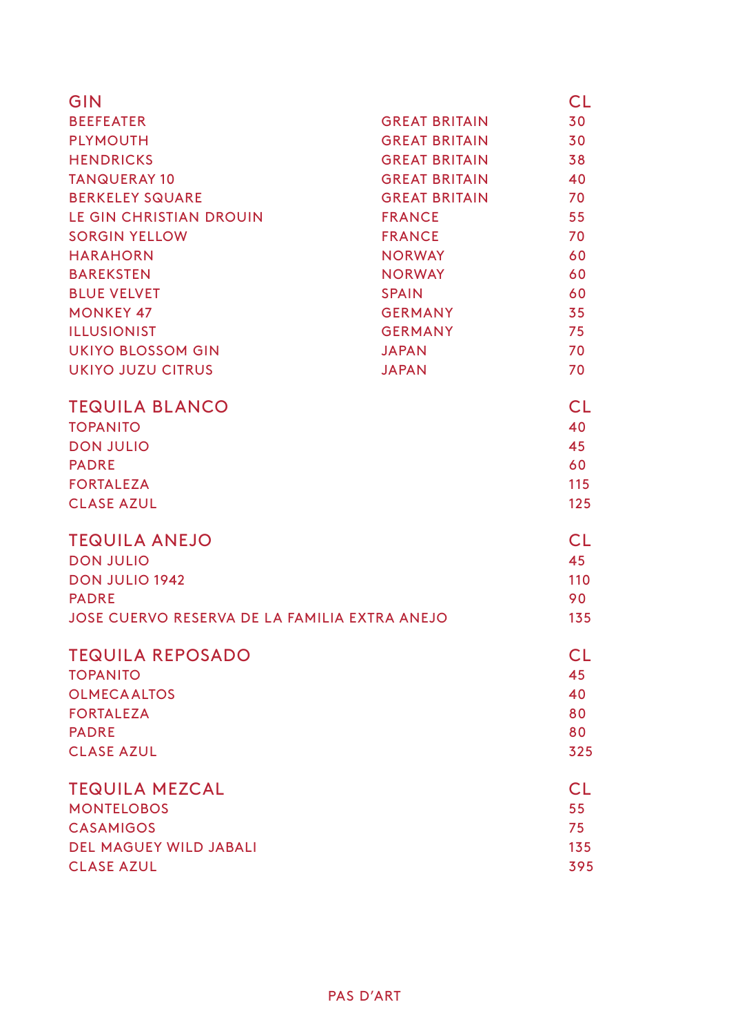| GIN | | CL |
|---|---|---|
| BEEFEATER | GREAT BRITAIN | 30 |
| PLYMOUTH | GREAT BRITAIN | 30 |
| HENDRICKS | GREAT BRITAIN | 38 |
| TANQUERAY 10 | GREAT BRITAIN | 40 |
| BERKELEY SQUARE | GREAT BRITAIN | 70 |
| LE GIN CHRISTIAN DROUIN | FRANCE | 55 |
| SORGIN YELLOW | FRANCE | 70 |
| HARAHORN | NORWAY | 60 |
| BAREKSTEN | NORWAY | 60 |
| BLUE VELVET | SPAIN | 60 |
| MONKEY 47 | GERMANY | 35 |
| ILLUSIONIST | GERMANY | 75 |
| UKIYO BLOSSOM GIN | JAPAN | 70 |
| UKIYO JUZU CITRUS | JAPAN | 70 |

| TEQUILA BLANCO | CL |
|---|---|
| TOPANITO | 40 |
| DON JULIO | 45 |
| PADRE | 60 |
| FORTALEZA | 115 |
| CLASE AZUL | 125 |

| TEQUILA ANEJO | CL |
|---|---|
| DON JULIO | 45 |
| DON JULIO 1942 | 110 |
| PADRE | 90 |
| JOSE CUERVO RESERVA DE LA FAMILIA EXTRA ANEJO | 135 |

| TEQUILA REPOSADO | CL |
|---|---|
| TOPANITO | 45 |
| OLMECA ALTOS | 40 |
| FORTALEZA | 80 |
| PADRE | 80 |
| CLASE AZUL | 325 |

| TEQUILA MEZCAL | CL |
|---|---|
| MONTELOBOS | 55 |
| CASAMIGOS | 75 |
| DEL MAGUEY WILD JABALI | 135 |
| CLASE AZUL | 395 |

PAS D'ART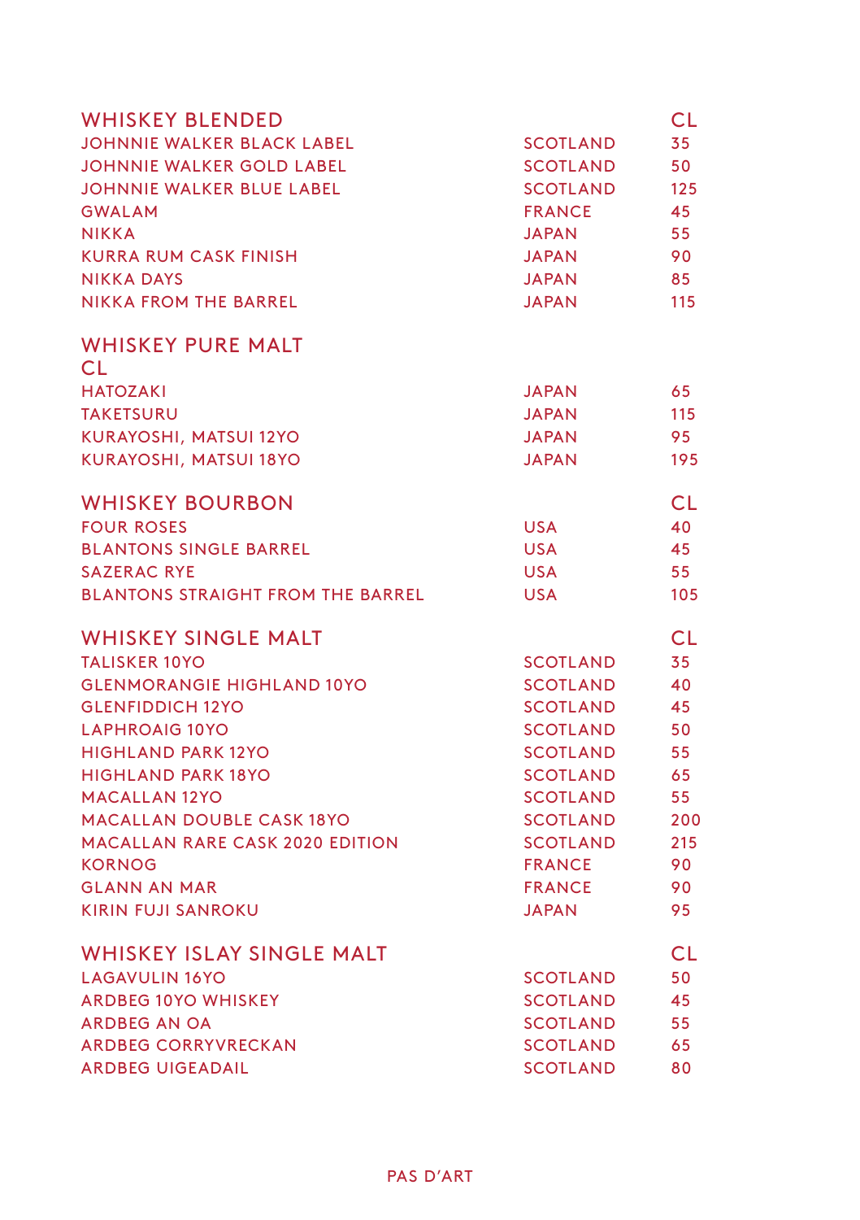## WHISKEY BLENDED

| WHISKEY BLENDED | | CL |
|---|---|---|
| JOHNNIE WALKER BLACK LABEL | SCOTLAND | 35 |
| JOHNNIE WALKER GOLD LABEL | SCOTLAND | 50 |
| JOHNNIE WALKER BLUE LABEL | SCOTLAND | 125 |
| GWALAM | FRANCE | 45 |
| NIKKA | JAPAN | 55 |
| KURRA RUM CASK FINISH | JAPAN | 90 |
| NIKKA DAYS | JAPAN | 85 |
| NIKKA FROM THE BARREL | JAPAN | 115 |

## WHISKEY PURE MALT

CL

| | | |
|---|---|---|
| HATOZAKI | JAPAN | 65 |
| TAKETSURU | JAPAN | 115 |
| KURAYOSHI, MATSUI 12YO | JAPAN | 95 |
| KURAYOSHI, MATSUI 18YO | JAPAN | 195 |

## WHISKEY BOURBON

| WHISKEY BOURBON | | CL |
|---|---|---|
| FOUR ROSES | USA | 40 |
| BLANTONS SINGLE BARREL | USA | 45 |
| SAZERAC RYE | USA | 55 |
| BLANTONS STRAIGHT FROM THE BARREL | USA | 105 |

## WHISKEY SINGLE MALT

| WHISKEY SINGLE MALT | | CL |
|---|---|---|
| TALISKER 10YO | SCOTLAND | 35 |
| GLENMORANGIE HIGHLAND 10YO | SCOTLAND | 40 |
| GLENFIDDICH 12YO | SCOTLAND | 45 |
| LAPHROAIG 10YO | SCOTLAND | 50 |
| HIGHLAND PARK 12YO | SCOTLAND | 55 |
| HIGHLAND PARK 18YO | SCOTLAND | 65 |
| MACALLAN 12YO | SCOTLAND | 55 |
| MACALLAN DOUBLE CASK 18YO | SCOTLAND | 200 |
| MACALLAN RARE CASK 2020 EDITION | SCOTLAND | 215 |
| KORNOG | FRANCE | 90 |
| GLANN AN MAR | FRANCE | 90 |
| KIRIN FUJI SANROKU | JAPAN | 95 |

## WHISKEY ISLAY SINGLE MALT

| WHISKEY ISLAY SINGLE MALT | | CL |
|---|---|---|
| LAGAVULIN 16YO | SCOTLAND | 50 |
| ARDBEG 10YO WHISKEY | SCOTLAND | 45 |
| ARDBEG AN OA | SCOTLAND | 55 |
| ARDBEG CORRYVRECKAN | SCOTLAND | 65 |
| ARDBEG UIGEADAIL | SCOTLAND | 80 |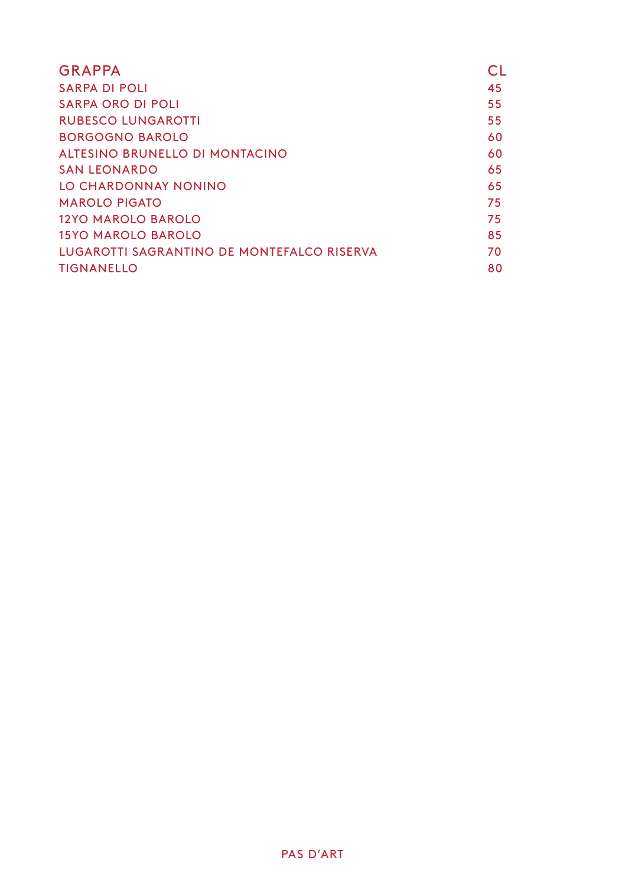| GRAPPA | CL |
|---|---|
| SARPA DI POLI | 45 |
| SARPA ORO DI POLI | 55 |
| RUBESCO LUNGAROTTI | 55 |
| BORGOGNO BAROLO | 60 |
| ALTESINO BRUNELLO DI MONTACINO | 60 |
| SAN LEONARDO | 65 |
| LO CHARDONNAY NONINO | 65 |
| MAROLO PIGATO | 75 |
| 12YO MAROLO BAROLO | 75 |
| 15YO MAROLO BAROLO | 85 |
| LUGAROTTI SAGRANTINO DE MONTEFALCO RISERVA | 70 |
| TIGNANELLO | 80 |

PAS D'ART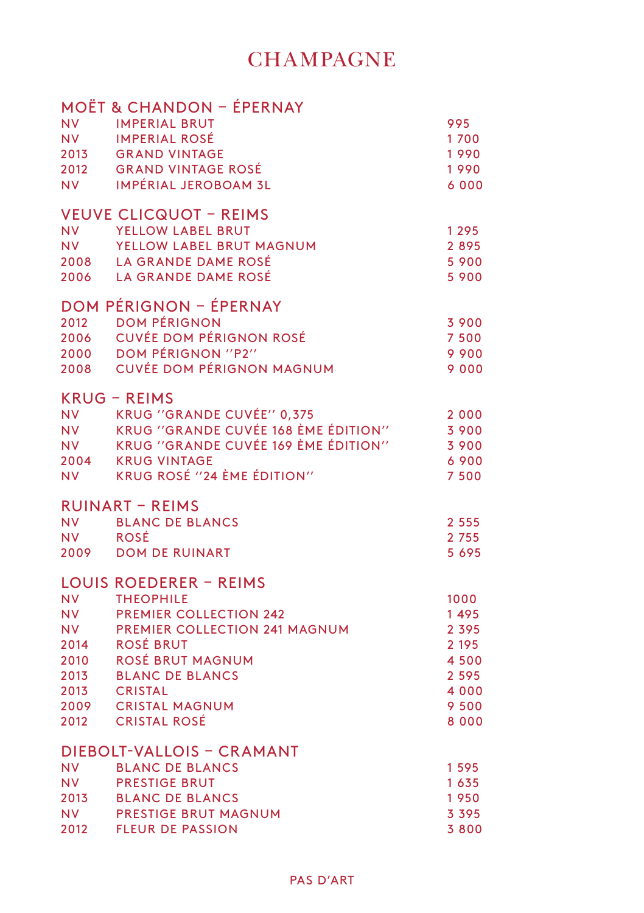# CHAMPAGNE

## MOËT & CHANDON – ÉPERNAY

| | | |
|---|---|---|
| NV | IMPERIAL BRUT | 995 |
| NV | IMPERIAL ROSÉ | 1 700 |
| 2013 | GRAND VINTAGE | 1 990 |
| 2012 | GRAND VINTAGE ROSÉ | 1 990 |
| NV | IMPÉRIAL JEROBOAM 3L | 6 000 |

## VEUVE CLICQUOT – REIMS

| | | |
|---|---|---|
| NV | YELLOW LABEL BRUT | 1 295 |
| NV | YELLOW LABEL BRUT MAGNUM | 2 895 |
| 2008 | LA GRANDE DAME ROSÉ | 5 900 |
| 2006 | LA GRANDE DAME ROSÉ | 5 900 |

## DOM PÉRIGNON – ÉPERNAY

| | | |
|---|---|---|
| 2012 | DOM PÉRIGNON | 3 900 |
| 2006 | CUVÉE DOM PÉRIGNON ROSÉ | 7 500 |
| 2000 | DOM PÉRIGNON "P2" | 9 900 |
| 2008 | CUVÉE DOM PÉRIGNON MAGNUM | 9 000 |

## KRUG – REIMS

| | | |
|---|---|---|
| NV | KRUG "GRANDE CUVÉE" 0,375 | 2 000 |
| NV | KRUG "GRANDE CUVÉE 168 ÈME ÉDITION" | 3 900 |
| NV | KRUG "GRANDE CUVÉE 169 ÈME ÉDITION" | 3 900 |
| 2004 | KRUG VINTAGE | 6 900 |
| NV | KRUG ROSÉ "24 ÈME ÉDITION" | 7 500 |

## RUINART – REIMS

| | | |
|---|---|---|
| NV | BLANC DE BLANCS | 2 555 |
| NV | ROSÉ | 2 755 |
| 2009 | DOM DE RUINART | 5 695 |

## LOUIS ROEDERER – REIMS

| | | |
|---|---|---|
| NV | THEOPHILE | 1000 |
| NV | PREMIER COLLECTION 242 | 1 495 |
| NV | PREMIER COLLECTION 241 MAGNUM | 2 395 |
| 2014 | ROSÉ BRUT | 2 195 |
| 2010 | ROSÉ BRUT MAGNUM | 4 500 |
| 2013 | BLANC DE BLANCS | 2 595 |
| 2013 | CRISTAL | 4 000 |
| 2009 | CRISTAL MAGNUM | 9 500 |
| 2012 | CRISTAL ROSÉ | 8 000 |

## DIEBOLT-VALLOIS – CRAMANT

| | | |
|---|---|---|
| NV | BLANC DE BLANCS | 1 595 |
| NV | PRESTIGE BRUT | 1 635 |
| 2013 | BLANC DE BLANCS | 1 950 |
| NV | PRESTIGE BRUT MAGNUM | 3 395 |
| 2012 | FLEUR DE PASSION | 3 800 |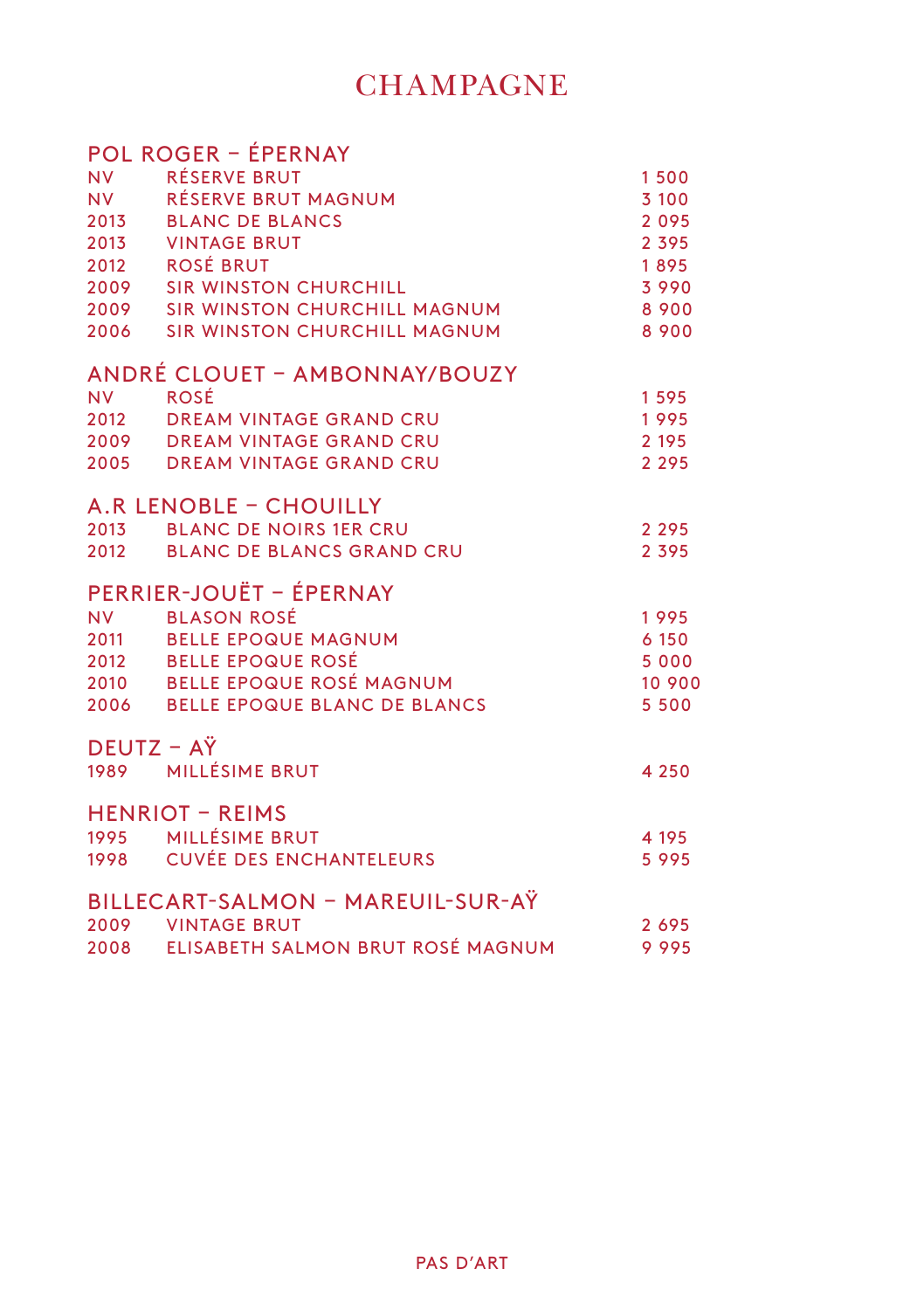# CHAMPAGNE

## POL ROGER – ÉPERNAY

| | | |
|---|---|---|
| NV | RÉSERVE BRUT | 1 500 |
| NV | RÉSERVE BRUT MAGNUM | 3 100 |
| 2013 | BLANC DE BLANCS | 2 095 |
| 2013 | VINTAGE BRUT | 2 395 |
| 2012 | ROSÉ BRUT | 1 895 |
| 2009 | SIR WINSTON CHURCHILL | 3 990 |
| 2009 | SIR WINSTON CHURCHILL MAGNUM | 8 900 |
| 2006 | SIR WINSTON CHURCHILL MAGNUM | 8 900 |

## ANDRÉ CLOUET – AMBONNAY/BOUZY

| | | |
|---|---|---|
| NV | ROSÉ | 1 595 |
| 2012 | DREAM VINTAGE GRAND CRU | 1 995 |
| 2009 | DREAM VINTAGE GRAND CRU | 2 195 |
| 2005 | DREAM VINTAGE GRAND CRU | 2 295 |

## A.R LENOBLE – CHOUILLY

| | | |
|---|---|---|
| 2013 | BLANC DE NOIRS 1ER CRU | 2 295 |
| 2012 | BLANC DE BLANCS GRAND CRU | 2 395 |

## PERRIER-JOUËT – ÉPERNAY

| | | |
|---|---|---|
| NV | BLASON ROSÉ | 1 995 |
| 2011 | BELLE EPOQUE MAGNUM | 6 150 |
| 2012 | BELLE EPOQUE ROSÉ | 5 000 |
| 2010 | BELLE EPOQUE ROSÉ MAGNUM | 10 900 |
| 2006 | BELLE EPOQUE BLANC DE BLANCS | 5 500 |

## DEUTZ – AŸ

| | | |
|---|---|---|
| 1989 | MILLÉSIME BRUT | 4 250 |

## HENRIOT – REIMS

| | | |
|---|---|---|
| 1995 | MILLÉSIME BRUT | 4 195 |
| 1998 | CUVÉE DES ENCHANTELEURS | 5 995 |

## BILLECART-SALMON – MAREUIL-SUR-AŸ

| | | |
|---|---|---|
| 2009 | VINTAGE BRUT | 2 695 |
| 2008 | ELISABETH SALMON BRUT ROSÉ MAGNUM | 9 995 |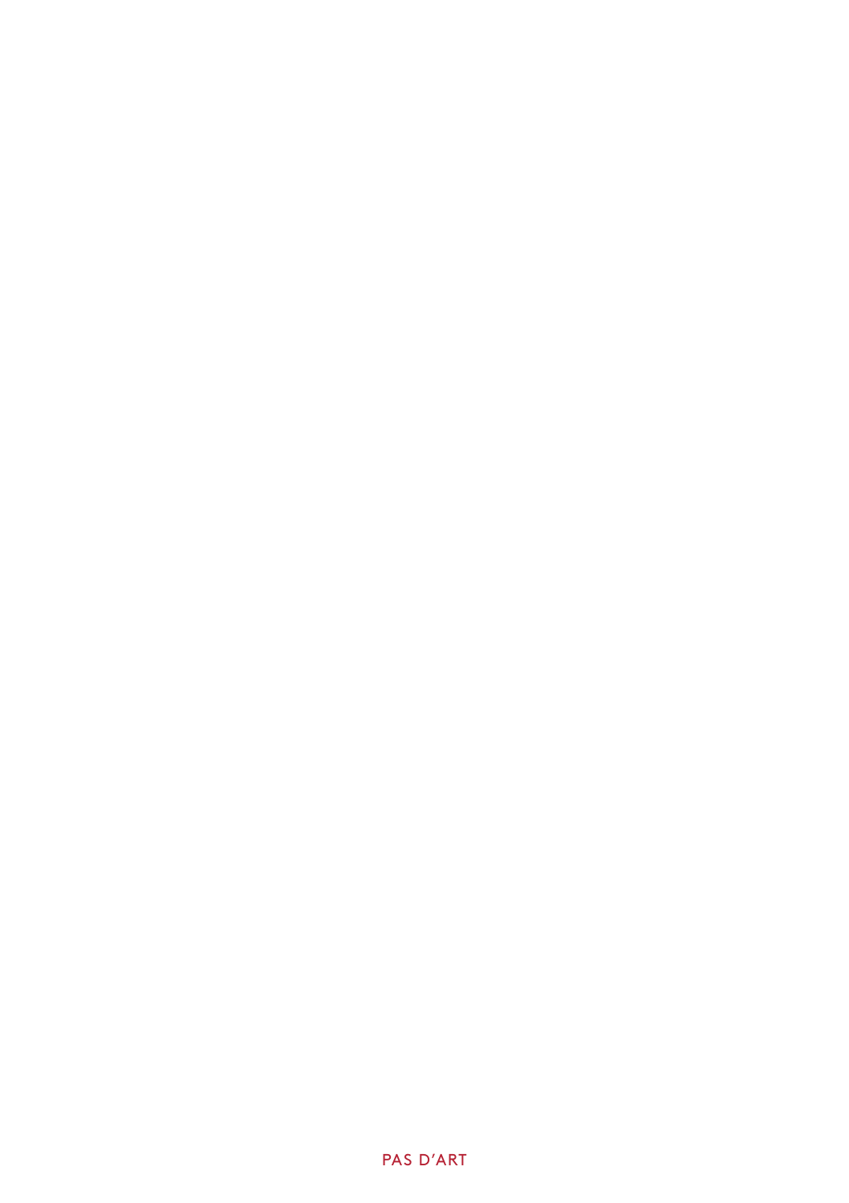PAS D'ART